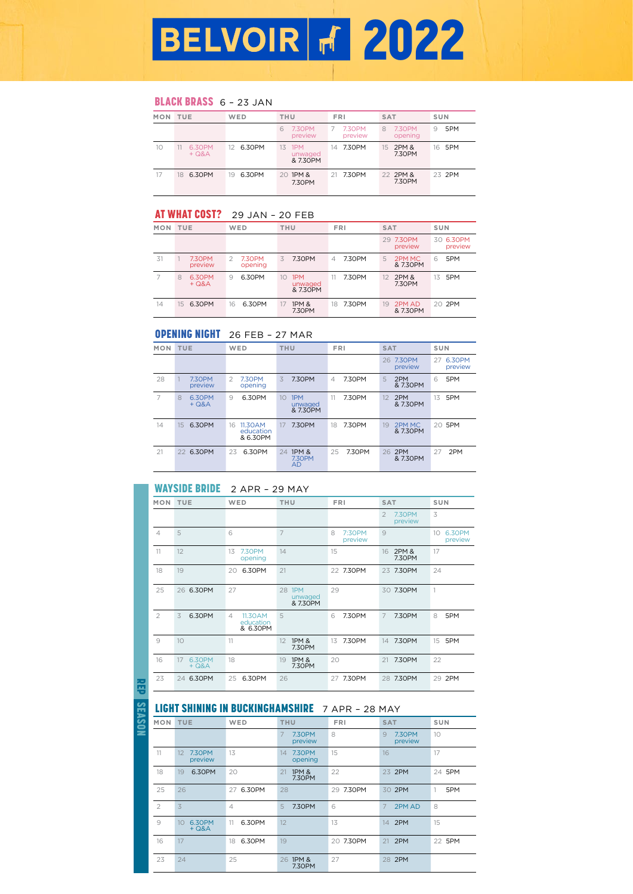# BELVOIR 2022

## BLACK BRASS 6 – 23 JAN

| MON | TUE | WED | THU | FRI | SAT | SUN |
|---|---|---|---|---|---|---|
| | | | 6 7.30PM preview | 7 7.30PM preview | 8 7.30PM opening | 9 5PM |
| 10 | 11 6.30PM + Q&A | 12 6.30PM | 13 1PM unwaged & 7.30PM | 14 7.30PM | 15 2PM & 7.30PM | 16 5PM |
| 17 | 18 6.30PM | 19 6.30PM | 20 1PM & 7.30PM | 21 7.30PM | 22 2PM & 7.30PM | 23 2PM |

## AT WHAT COST? 29 JAN – 20 FEB

| MON | TUE | WED | THU | FRI | SAT | SUN |
|---|---|---|---|---|---|---|
| | | | | | 29 7.30PM preview | 30 6.30PM preview |
| 31 | 1 7.30PM preview | 2 7.30PM opening | 3 7.30PM | 4 7.30PM | 5 2PM MC & 7.30PM | 6 5PM |
| 7 | 8 6.30PM + Q&A | 9 6.30PM | 10 1PM unwaged & 7.30PM | 11 7.30PM | 12 2PM & 7.30PM | 13 5PM |
| 14 | 15 6.30PM | 16 6.30PM | 17 1PM & 7.30PM | 18 7.30PM | 19 2PM AD & 7.30PM | 20 2PM |

## OPENING NIGHT 26 FEB – 27 MAR

| MON | TUE | WED | THU | FRI | SAT | SUN |
|---|---|---|---|---|---|---|
| | | | | | 26 7.30PM preview | 27 6.30PM preview |
| 28 | 1 7.30PM preview | 2 7.30PM opening | 3 7.30PM | 4 7.30PM | 5 2PM & 7.30PM | 6 5PM |
| 7 | 8 6.30PM + Q&A | 9 6.30PM | 10 1PM unwaged & 7.30PM | 11 7.30PM | 12 2PM & 7.30PM | 13 5PM |
| 14 | 15 6.30PM | 16 11.30AM education & 6.30PM | 17 7.30PM | 18 7.30PM | 19 2PM MC & 7.30PM | 20 5PM |
| 21 | 22 6.30PM | 23 6.30PM | 24 1PM & 7.30PM AD | 25 7.30PM | 26 2PM & 7.30PM | 27 2PM |

## REP SEASON

### WAYSIDE BRIDE 2 APR – 29 MAY

| MON | TUE | WED | THU | FRI | SAT | SUN |
|---|---|---|---|---|---|---|
| | | | | | 2 7.30PM preview | 3 |
| 4 | 5 | 6 | 7 | 8 7:30PM preview | 9 | 10 6.30PM preview |
| 11 | 12 | 13 7.30PM opening | 14 | 15 | 16 2PM & 7.30PM | 17 |
| 18 | 19 | 20 6.30PM | 21 | 22 7.30PM | 23 7.30PM | 24 |
| 25 | 26 6.30PM | 27 | 28 1PM unwaged & 7.30PM | 29 | 30 7.30PM | 1 |
| 2 | 3 6.30PM | 4 11.30AM education & 6.30PM | 5 | 6 7.30PM | 7 7.30PM | 8 5PM |
| 9 | 10 | 11 | 12 1PM & 7.30PM | 13 7.30PM | 14 7.30PM | 15 5PM |
| 16 | 17 6.30PM + Q&A | 18 | 19 1PM & 7.30PM | 20 | 21 7.30PM | 22 |
| 23 | 24 6.30PM | 25 6.30PM | 26 | 27 7.30PM | 28 7.30PM | 29 2PM |

### LIGHT SHINING IN BUCKINGHAMSHIRE 7 APR – 28 MAY

| MON | TUE | WED | THU | FRI | SAT | SUN |
|---|---|---|---|---|---|---|
| | | | 7 7.30PM preview | 8 | 9 7.30PM preview | 10 |
| 11 | 12 7.30PM preview | 13 | 14 7.30PM opening | 15 | 16 | 17 |
| 18 | 19 6.30PM | 20 | 21 1PM & 7.30PM | 22 | 23 2PM | 24 5PM |
| 25 | 26 | 27 6.30PM | 28 | 29 7.30PM | 30 2PM | 1 5PM |
| 2 | 3 | 4 | 5 7.30PM | 6 | 7 2PM AD | 8 |
| 9 | 10 6.30PM + Q&A | 11 6.30PM | 12 | 13 | 14 2PM | 15 |
| 16 | 17 | 18 6.30PM | 19 | 20 7.30PM | 21 2PM | 22 5PM |
| 23 | 24 | 25 | 26 1PM & 7.30PM | 27 | 28 2PM | |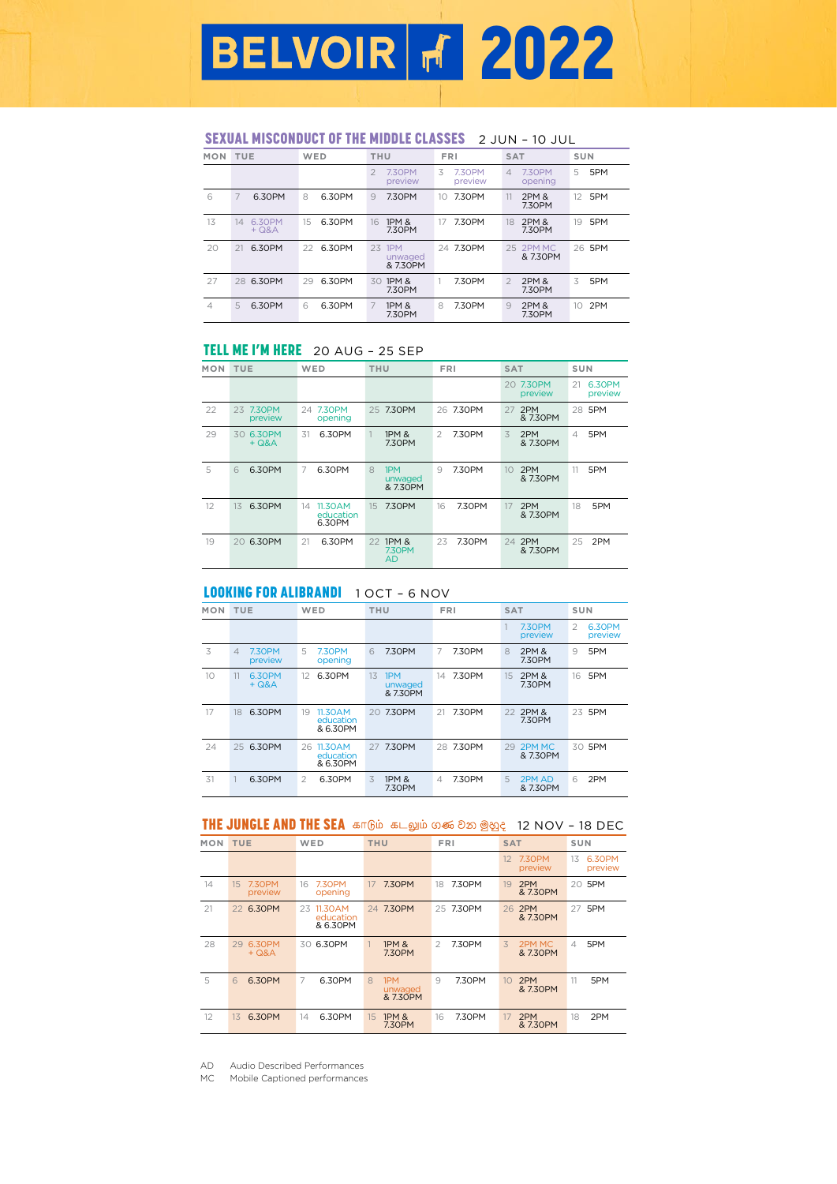# BELVOIR 2022

## SEXUAL MISCONDUCT OF THE MIDDLE CLASSES 2 JUN – 10 JUL

| MON | TUE | WED | THU | FRI | SAT | SUN |
|---|---|---|---|---|---|---|
| | | | 2 7.30PM preview | 3 7.30PM preview | 4 7.30PM opening | 5 5PM |
| 6 | 7 6.30PM | 8 6.30PM | 9 7.30PM | 10 7.30PM | 11 2PM & 7.30PM | 12 5PM |
| 13 | 14 6.30PM + Q&A | 15 6.30PM | 16 1PM & 7.30PM | 17 7.30PM | 18 2PM & 7.30PM | 19 5PM |
| 20 | 21 6.30PM | 22 6.30PM | 23 1PM unwaged & 7.30PM | 24 7.30PM | 25 2PM MC & 7.30PM | 26 5PM |
| 27 | 28 6.30PM | 29 6.30PM | 30 1PM & 7.30PM | 1 7.30PM | 2 2PM & 7.30PM | 3 5PM |
| 4 | 5 6.30PM | 6 6.30PM | 7 1PM & 7.30PM | 8 7.30PM | 9 2PM & 7.30PM | 10 2PM |

## TELL ME I'M HERE 20 AUG – 25 SEP

| MON | TUE | WED | THU | FRI | SAT | SUN |
|---|---|---|---|---|---|---|
| | | | | | 20 7.30PM preview | 21 6.30PM preview |
| 22 | 23 7.30PM preview | 24 7.30PM opening | 25 7.30PM | 26 7.30PM | 27 2PM & 7.30PM | 28 5PM |
| 29 | 30 6.30PM + Q&A | 31 6.30PM | 1 1PM & 7.30PM | 2 7.30PM | 3 2PM & 7.30PM | 4 5PM |
| 5 | 6 6.30PM | 7 6.30PM | 8 1PM unwaged & 7.30PM | 9 7.30PM | 10 2PM & 7.30PM | 11 5PM |
| 12 | 13 6.30PM | 14 11.30AM education 6.30PM | 15 7.30PM | 16 7.30PM | 17 2PM & 7.30PM | 18 5PM |
| 19 | 20 6.30PM | 21 6.30PM | 22 1PM & 7.30PM AD | 23 7.30PM | 24 2PM & 7.30PM | 25 2PM |

## LOOKING FOR ALIBRANDI 1 OCT – 6 NOV

| MON | TUE | WED | THU | FRI | SAT | SUN |
|---|---|---|---|---|---|---|
| | | | | | 1 7.30PM preview | 2 6.30PM preview |
| 3 | 4 7.30PM preview | 5 7.30PM opening | 6 7.30PM | 7 7.30PM | 8 2PM & 7.30PM | 9 5PM |
| 10 | 11 6.30PM + Q&A | 12 6.30PM | 13 1PM unwaged & 7.30PM | 14 7.30PM | 15 2PM & 7.30PM | 16 5PM |
| 17 | 18 6.30PM | 19 11.30AM education & 6.30PM | 20 7.30PM | 21 7.30PM | 22 2PM & 7.30PM | 23 5PM |
| 24 | 25 6.30PM | 26 11.30AM education & 6.30PM | 27 7.30PM | 28 7.30PM | 29 2PM MC & 7.30PM | 30 5PM |
| 31 | 1 6.30PM | 2 6.30PM | 3 1PM & 7.30PM | 4 7.30PM | 5 2PM AD & 7.30PM | 6 2PM |

## THE JUNGLE AND THE SEA காடும் கடலும் ගණ වන මුහුද 12 NOV – 18 DEC

| MON | TUE | WED | THU | FRI | SAT | SUN |
|---|---|---|---|---|---|---|
| | | | | | 12 7.30PM preview | 13 6.30PM preview |
| 14 | 15 7.30PM preview | 16 7.30PM opening | 17 7.30PM | 18 7.30PM | 19 2PM & 7.30PM | 20 5PM |
| 21 | 22 6.30PM | 23 11.30AM education & 6.30PM | 24 7.30PM | 25 7.30PM | 26 2PM & 7.30PM | 27 5PM |
| 28 | 29 6.30PM + Q&A | 30 6.30PM | 1 1PM & 7.30PM | 2 7.30PM | 3 2PM MC & 7.30PM | 4 5PM |
| 5 | 6 6.30PM | 7 6.30PM | 8 1PM unwaged & 7.30PM | 9 7.30PM | 10 2PM & 7.30PM | 11 5PM |
| 12 | 13 6.30PM | 14 6.30PM | 15 1PM & 7.30PM | 16 7.30PM | 17 2PM & 7.30PM | 18 2PM |

AD Audio Described Performances
MC Mobile Captioned performances